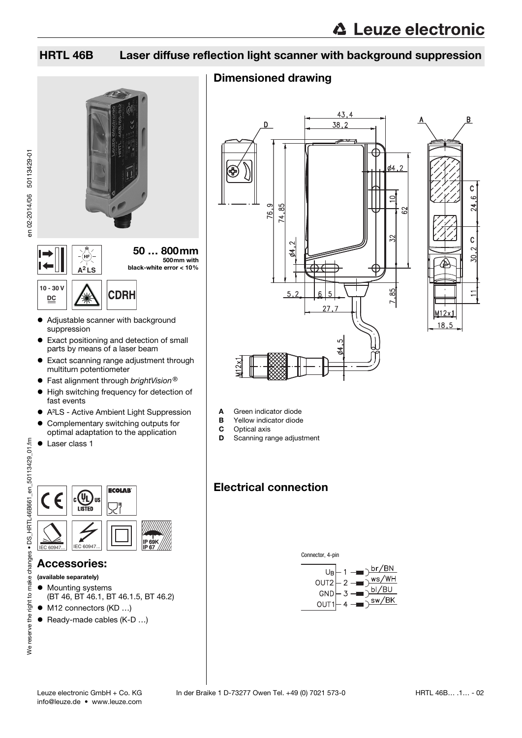# Leuze electronic

## HRTL 46B Laser diffuse reflection light scanner with background suppression

**50 … 800 mm**
500mm with black-white error < 10%

A²LS

10 - 30 V DC

CDRH

- Adjustable scanner with background suppression
- Exact positioning and detection of small parts by means of a laser beam
- Exact scanning range adjustment through multiturn potentiometer
- Fast alignment through *brightVision®*
- High switching frequency for detection of fast events
- A²LS - Active Ambient Light Suppression
- Complementary switching outputs for optimal adaptation to the application
- Laser class 1

IEC 60947... IEC 60947... IP 69K IP 67

## Accessories:

**(available separately)**

- Mounting systems (BT 46, BT 46.1, BT 46.1.5, BT 46.2)
- M12 connectors (KD …)
- Ready-made cables (K-D …)

## Dimensioned drawing

- **A** Green indicator diode
- **B** Yellow indicator diode
- **C** Optical axis
- **D** Scanning range adjustment

## Electrical connection

Connector, 4-pin

| Signal | Pin | Wire colour |
|---|---|---|
| $U_B$ | 1 | br/BN |
| OUT2 | 2 | ws/WH |
| GND | 3 | bl/BU |
| OUT1 | 4 | sw/BK |

Leuze electronic GmbH + Co. KG In der Braike 1 D-73277 Owen Tel. +49 (0) 7021 573-0
info@leuze.de • www.leuze.com

HRTL 46B… .1… - 02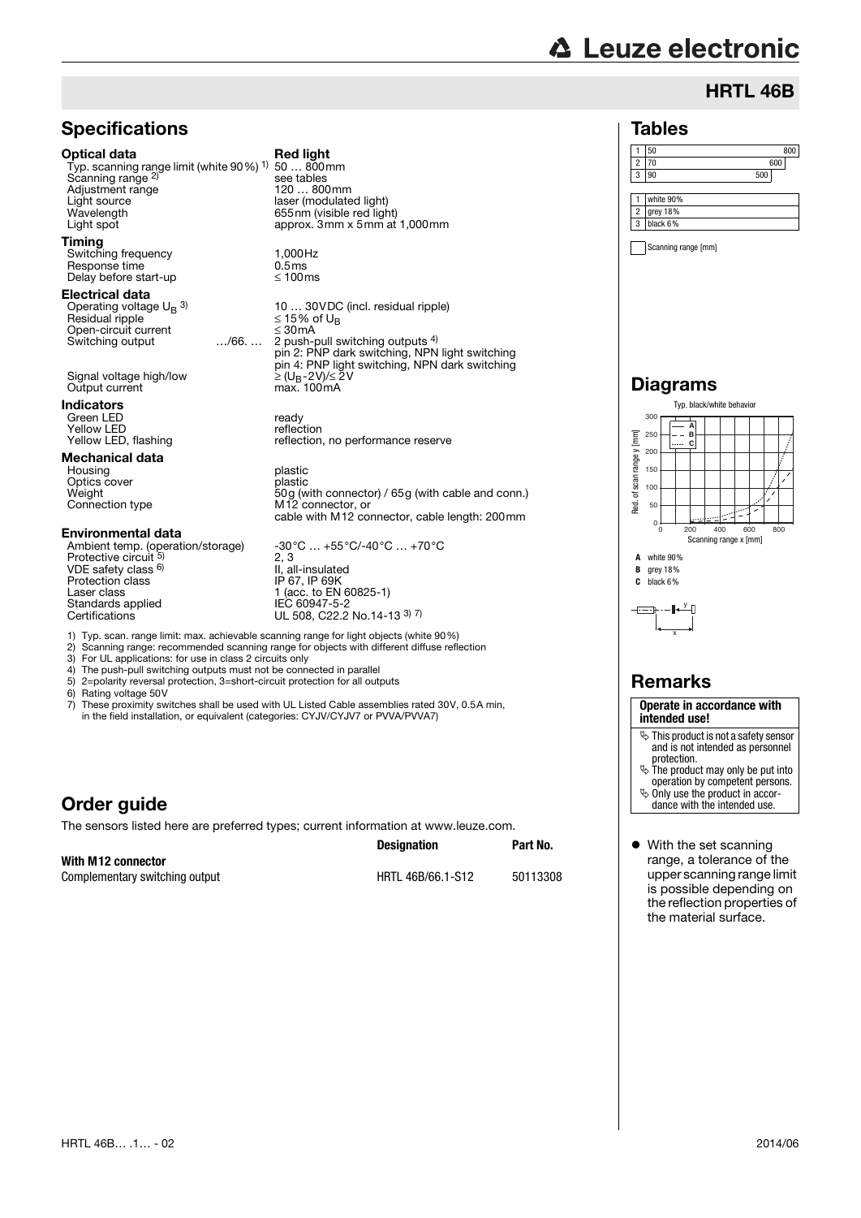# HRTL 46B

## Specifications

**Optical data** — **Red light**

| | |
|---|---|
| Typ. scanning range limit (white 90 %) [1] | 50 … 800mm |
| Scanning range [2] | see tables |
| Adjustment range | 120 … 800mm |
| Light source | laser (modulated light) |
| Wavelength | 655nm (visible red light) |
| Light spot | approx. 3mm x 5mm at 1,000mm |

**Timing**

| | |
|---|---|
| Switching frequency | 1,000Hz |
| Response time | 0.5ms |
| Delay before start-up | ≤ 100ms |

**Electrical data**

| | |
|---|---|
| Operating voltage $U_B$ [3] | 10 … 30VDC (incl. residual ripple) |
| Residual ripple | ≤ 15% of $U_B$ |
| Open-circuit current | ≤ 30mA |
| Switching output …/66. … | 2 push-pull switching outputs [4]<br>pin 2: PNP dark switching, NPN light switching<br>pin 4: PNP light switching, NPN dark switching |
| Signal voltage high/low | ≥ ($U_B$-2V)/≤ 2V |
| Output current | max. 100mA |

**Indicators**

| | |
|---|---|
| Green LED | ready |
| Yellow LED | reflection |
| Yellow LED, flashing | reflection, no performance reserve |

**Mechanical data**

| | |
|---|---|
| Housing | plastic |
| Optics cover | plastic |
| Weight | 50g (with connector) / 65g (with cable and conn.) |
| Connection type | M12 connector, or<br>cable with M12 connector, cable length: 200mm |

**Environmental data**

| | |
|---|---|
| Ambient temp. (operation/storage) | -30°C … +55°C/-40°C … +70°C |
| Protective circuit [5] | 2, 3 |
| VDE safety class [6] | II, all-insulated |
| Protection class | IP 67, IP 69K |
| Laser class | 1 (acc. to EN 60825-1) |
| Standards applied | IEC 60947-5-2 |
| Certifications | UL 508, C22.2 No.14-13 [3] [7] |

1) Typ. scan. range limit: max. achievable scanning range for light objects (white 90%)
2) Scanning range: recommended scanning range for objects with different diffuse reflection
3) For UL applications: for use in class 2 circuits only
4) The push-pull switching outputs must not be connected in parallel
5) 2=polarity reversal protection, 3=short-circuit protection for all outputs
6) Rating voltage 50V
7) These proximity switches shall be used with UL Listed Cable assemblies rated 30V, 0.5A min, in the field installation, or equivalent (categories: CYJV/CYJV7 or PVVA/PVVA7)

## Tables

| | | |
|---|---|---|
| 1 | 50 | 800 |
| 2 | 70 | 600 |
| 3 | 90 | 500 |

| | |
|---|---|
| 1 | white 90% |
| 2 | grey 18% |
| 3 | black 6% |

Scanning range [mm]

## Diagrams

Typ. black/white behavior

Red. of scan range y [mm] / Scanning range x [mm]

**A** white 90%
**B** grey 18%
**C** black 6%

## Remarks

**Operate in accordance with intended use!**

- This product is not a safety sensor and is not intended as personnel protection.
- The product may only be put into operation by competent persons.
- Only use the product in accordance with the intended use.

- With the set scanning range, a tolerance of the upper scanning range limit is possible depending on the reflection properties of the material surface.

## Order guide

The sensors listed here are preferred types; current information at www.leuze.com.

| | Designation | Part No. |
|---|---|---|
| **With M12 connector** | | |
| Complementary switching output | HRTL 46B/66.1-S12 | 50113308 |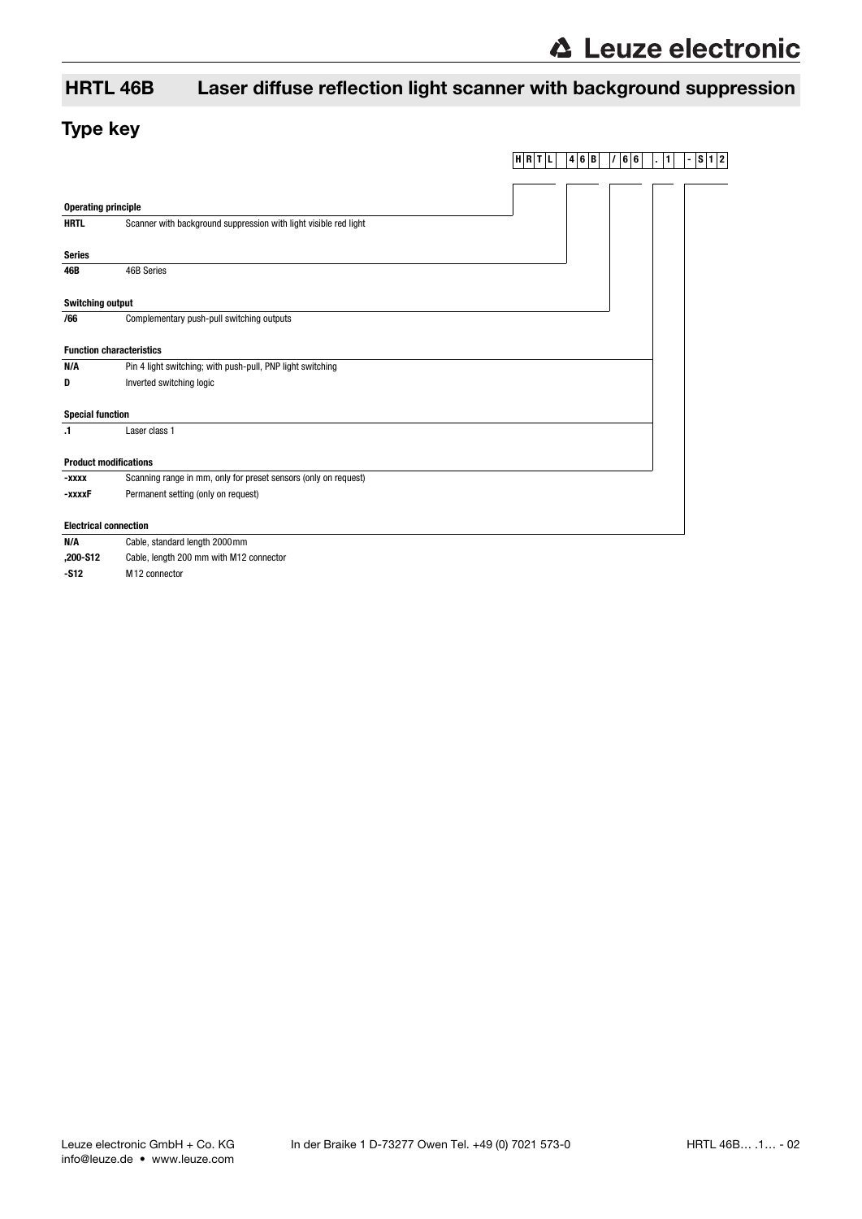## HRTL 46B Laser diffuse reflection light scanner with background suppression

## Type key

H R T L 4 6 B / 6 6 . 1 - S 1 2

**Operating principle**

| | |
|---|---|
| **HRTL** | Scanner with background suppression with light visible red light |

**Series**

| | |
|---|---|
| **46B** | 46B Series |

**Switching output**

| | |
|---|---|
| **/66** | Complementary push-pull switching outputs |

**Function characteristics**

| | |
|---|---|
| **N/A** | Pin 4 light switching; with push-pull, PNP light switching |
| **D** | Inverted switching logic |

**Special function**

| | |
|---|---|
| **.1** | Laser class 1 |

**Product modifications**

| | |
|---|---|
| **-xxxx** | Scanning range in mm, only for preset sensors (only on request) |
| **-xxxxF** | Permanent setting (only on request) |

**Electrical connection**

| | |
|---|---|
| **N/A** | Cable, standard length 2000mm |
| **,200-S12** | Cable, length 200 mm with M12 connector |
| **-S12** | M12 connector |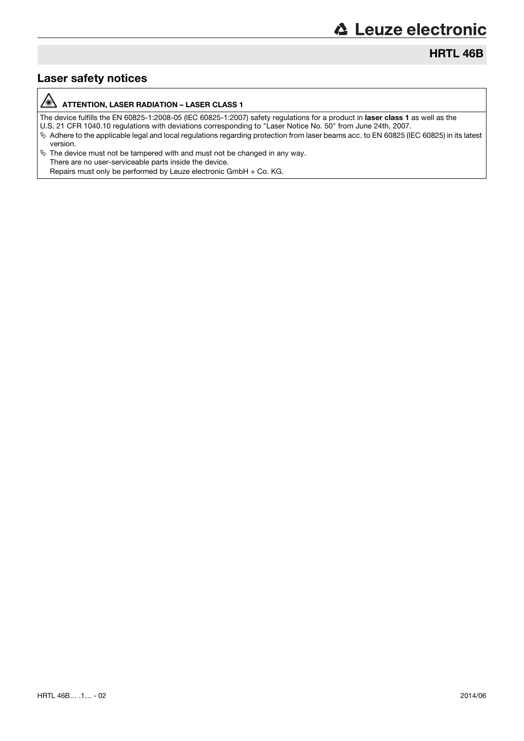## Laser safety notices

**ATTENTION, LASER RADIATION – LASER CLASS 1**

The device fulfills the EN 60825-1:2008-05 (IEC 60825-1:2007) safety regulations for a product in **laser class 1** as well as the U.S. 21 CFR 1040.10 regulations with deviations corresponding to "Laser Notice No. 50" from June 24th, 2007.

- Adhere to the applicable legal and local regulations regarding protection from laser beams acc. to EN 60825 (IEC 60825) in its latest version.
- The device must not be tampered with and must not be changed in any way.
  There are no user-serviceable parts inside the device.
  Repairs must only be performed by Leuze electronic GmbH + Co. KG.